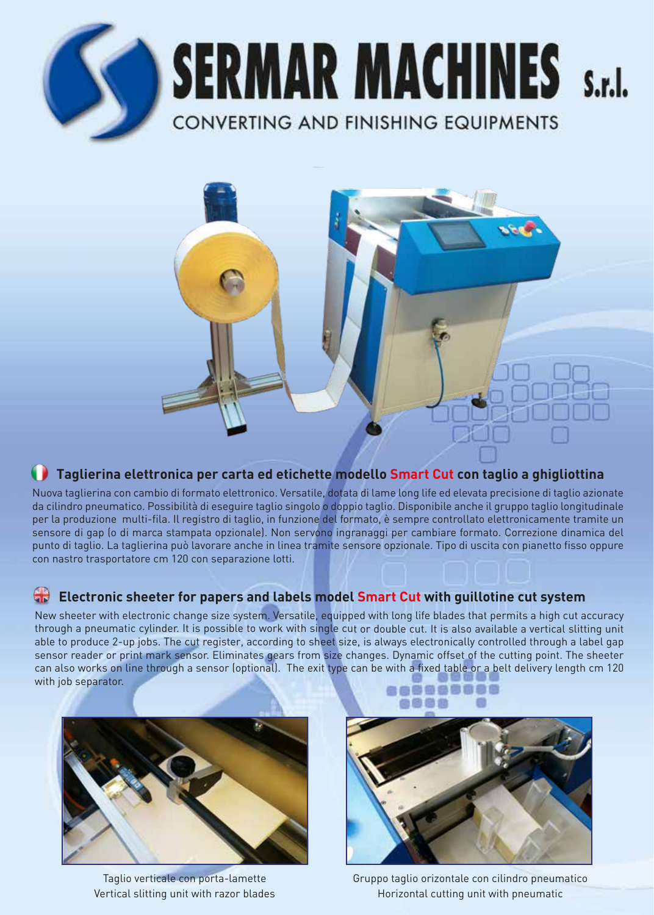# SERMAR MACHINES S.r.l.

CONVERTING AND FINISHING EQUIPMENTS

## Taglierina elettronica per carta ed etichette modello Smart Cut con taglio a ghigliottina

Nuova taglierina con cambio di formato elettronico. Versatile, dotata di lame long life ed elevata precisione di taglio azionate da cilindro pneumatico. Possibilità di eseguire taglio singolo o doppio taglio. Disponibile anche il gruppo taglio longitudinale per la produzione multi-fila. Il registro di taglio, in funzione del formato, è sempre controllato elettronicamente tramite un sensore di gap (o di marca stampata opzionale). Non servono ingranaggi per cambiare formato. Correzione dinamica del punto di taglio. La taglierina può lavorare anche in linea tramite sensore opzionale. Tipo di uscita con pianetto fisso oppure con nastro trasportatore cm 120 con separazione lotti.

## Electronic sheeter for papers and labels model Smart Cut with guillotine cut system

New sheeter with electronic change size system. Versatile, equipped with long life blades that permits a high cut accuracy through a pneumatic cylinder. It is possible to work with single cut or double cut. It is also available a vertical slitting unit able to produce 2-up jobs. The cut register, according to sheet size, is always electronically controlled through a label gap sensor reader or print mark sensor. Eliminates gears from size changes. Dynamic offset of the cutting point. The sheeter can also works on line through a sensor (optional). The exit type can be with a fixed table or a belt delivery length cm 120 with job separator.

Taglio verticale con porta-lamette
Vertical slitting unit with razor blades

Gruppo taglio orizzontale con cilindro pneumatico
Horizontal cutting unit with pneumatic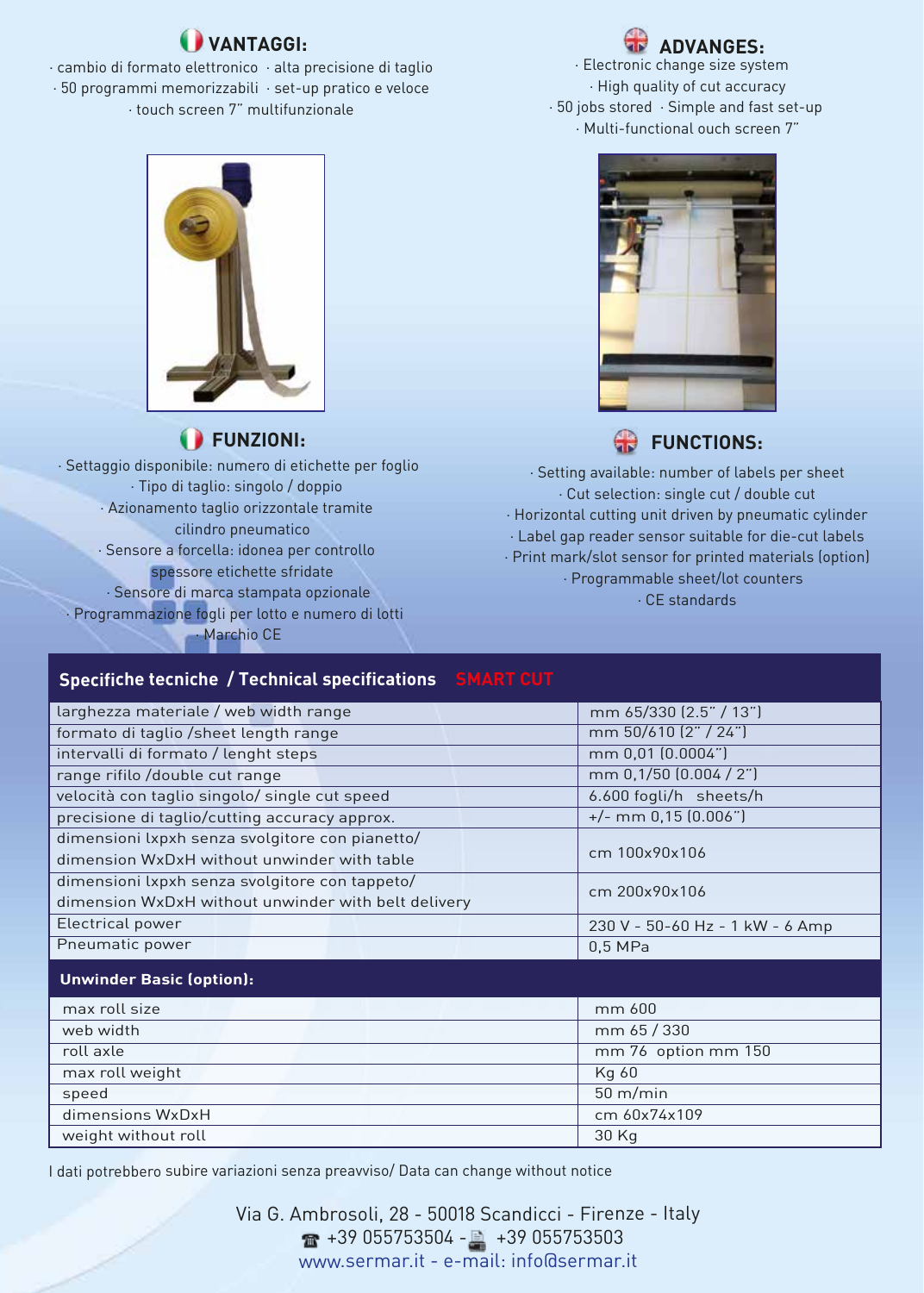## VANTAGGI:

· cambio di formato elettronico · alta precisione di taglio
· 50 programmi memorizzabili · set-up pratico e veloce
· touch screen 7" multifunzionale

## ADVANGES:

· Electronic change size system
· High quality of cut accuracy
· 50 jobs stored · Simple and fast set-up
· Multi-functional ouch screen 7"

## FUNZIONI:

· Settaggio disponibile: numero di etichette per foglio
· Tipo di taglio: singolo / doppio
· Azionamento taglio orizzontale tramite cilindro pneumatico
· Sensore a forcella: idonea per controllo spessore etichette sfridate
· Sensore di marca stampata opzionale
· Programmazione fogli per lotto e numero di lotti
· Marchio CE

## FUNCTIONS:

· Setting available: number of labels per sheet
· Cut selection: single cut / double cut
· Horizontal cutting unit driven by pneumatic cylinder
· Label gap reader sensor suitable for die-cut labels
· Print mark/slot sensor for printed materials (option)
· Programmable sheet/lot counters
· CE standards

## Specifiche tecniche / Technical specifications SMART CUT

| | |
|---|---|
| larghezza materiale / web width range | mm 65/330 (2.5" / 13") |
| formato di taglio /sheet length range | mm 50/610 (2" / 24") |
| intervalli di formato / lenght steps | mm 0,01 (0.0004") |
| range rifilo /double cut range | mm 0,1/50 (0.004 / 2") |
| velocità con taglio singolo/ single cut speed | 6.600 fogli/h sheets/h |
| precisione di taglio/cutting accuracy approx. | +/- mm 0,15 (0.006") |
| dimensioni lxpxh senza svolgitore con pianetto/ dimension WxDxH without unwinder with table | cm 100x90x106 |
| dimensioni lxpxh senza svolgitore con tappeto/ dimension WxDxH without unwinder with belt delivery | cm 200x90x106 |
| Electrical power | 230 V - 50-60 Hz - 1 kW - 6 Amp |
| Pneumatic power | 0,5 MPa |

### Unwinder Basic (option):

| | |
|---|---|
| max roll size | mm 600 |
| web width | mm 65 / 330 |
| roll axle | mm 76 option mm 150 |
| max roll weight | Kg 60 |
| speed | 50 m/min |
| dimensions WxDxH | cm 60x74x109 |
| weight without roll | 30 Kg |

I dati potrebbero subire variazioni senza preavviso/ Data can change without notice

Via G. Ambrosoli, 28 - 50018 Scandicci - Firenze - Italy
☎ +39 055753504 - +39 055753503
www.sermar.it - e-mail: info@sermar.it